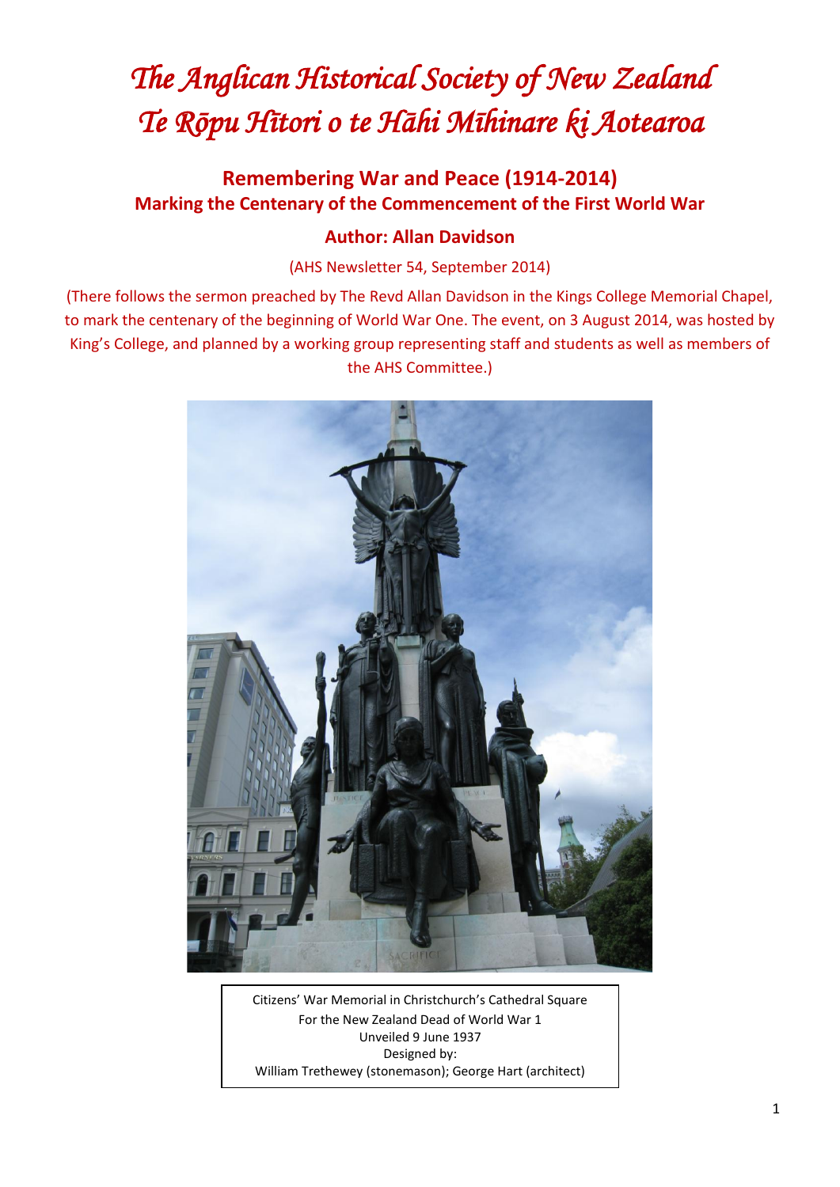# The Anglican Historical Society of New Zealand
# Te Rōpu Hītori o te Hāhi Mīhinare ki Aotearoa

## Remembering War and Peace (1914-2014)

### Marking the Centenary of the Commencement of the First World War

### Author: Allan Davidson

(AHS Newsletter 54, September 2014)

(There follows the sermon preached by The Revd Allan Davidson in the Kings College Memorial Chapel, to mark the centenary of the beginning of World War One. The event, on 3 August 2014, was hosted by King's College, and planned by a working group representing staff and students as well as members of the AHS Committee.)

Citizens' War Memorial in Christchurch's Cathedral Square
For the New Zealand Dead of World War 1
Unveiled 9 June 1937
Designed by:
William Trethewey (stonemason); George Hart (architect)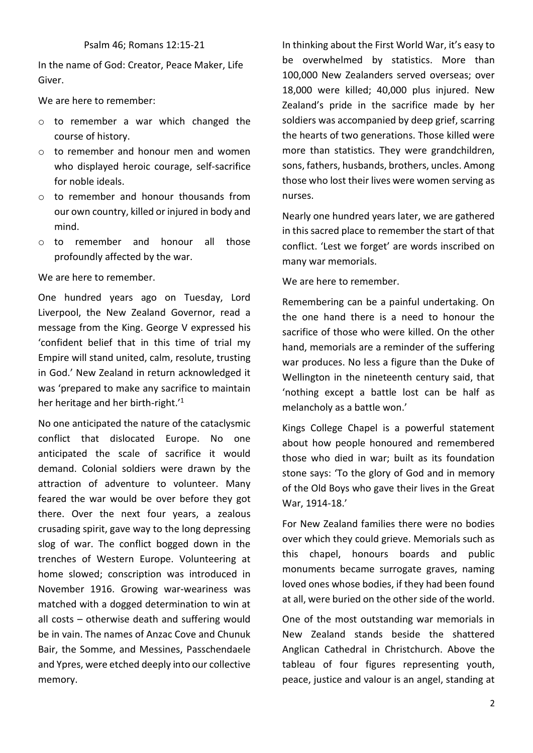Psalm 46; Romans 12:15-21

In the name of God: Creator, Peace Maker, Life Giver.

We are here to remember:

- to remember a war which changed the course of history.
- to remember and honour men and women who displayed heroic courage, self-sacrifice for noble ideals.
- to remember and honour thousands from our own country, killed or injured in body and mind.
- to remember and honour all those profoundly affected by the war.

We are here to remember.

One hundred years ago on Tuesday, Lord Liverpool, the New Zealand Governor, read a message from the King. George V expressed his 'confident belief that in this time of trial my Empire will stand united, calm, resolute, trusting in God.' New Zealand in return acknowledged it was 'prepared to make any sacrifice to maintain her heritage and her birth-right.'[1]

No one anticipated the nature of the cataclysmic conflict that dislocated Europe. No one anticipated the scale of sacrifice it would demand. Colonial soldiers were drawn by the attraction of adventure to volunteer. Many feared the war would be over before they got there. Over the next four years, a zealous crusading spirit, gave way to the long depressing slog of war. The conflict bogged down in the trenches of Western Europe. Volunteering at home slowed; conscription was introduced in November 1916. Growing war-weariness was matched with a dogged determination to win at all costs – otherwise death and suffering would be in vain. The names of Anzac Cove and Chunuk Bair, the Somme, and Messines, Passchendaele and Ypres, were etched deeply into our collective memory.

In thinking about the First World War, it's easy to be overwhelmed by statistics. More than 100,000 New Zealanders served overseas; over 18,000 were killed; 40,000 plus injured. New Zealand's pride in the sacrifice made by her soldiers was accompanied by deep grief, scarring the hearts of two generations. Those killed were more than statistics. They were grandchildren, sons, fathers, husbands, brothers, uncles. Among those who lost their lives were women serving as nurses.

Nearly one hundred years later, we are gathered in this sacred place to remember the start of that conflict. 'Lest we forget' are words inscribed on many war memorials.

We are here to remember.

Remembering can be a painful undertaking. On the one hand there is a need to honour the sacrifice of those who were killed. On the other hand, memorials are a reminder of the suffering war produces. No less a figure than the Duke of Wellington in the nineteenth century said, that 'nothing except a battle lost can be half as melancholy as a battle won.'

Kings College Chapel is a powerful statement about how people honoured and remembered those who died in war; built as its foundation stone says: 'To the glory of God and in memory of the Old Boys who gave their lives in the Great War, 1914-18.'

For New Zealand families there were no bodies over which they could grieve. Memorials such as this chapel, honours boards and public monuments became surrogate graves, naming loved ones whose bodies, if they had been found at all, were buried on the other side of the world.

One of the most outstanding war memorials in New Zealand stands beside the shattered Anglican Cathedral in Christchurch. Above the tableau of four figures representing youth, peace, justice and valour is an angel, standing at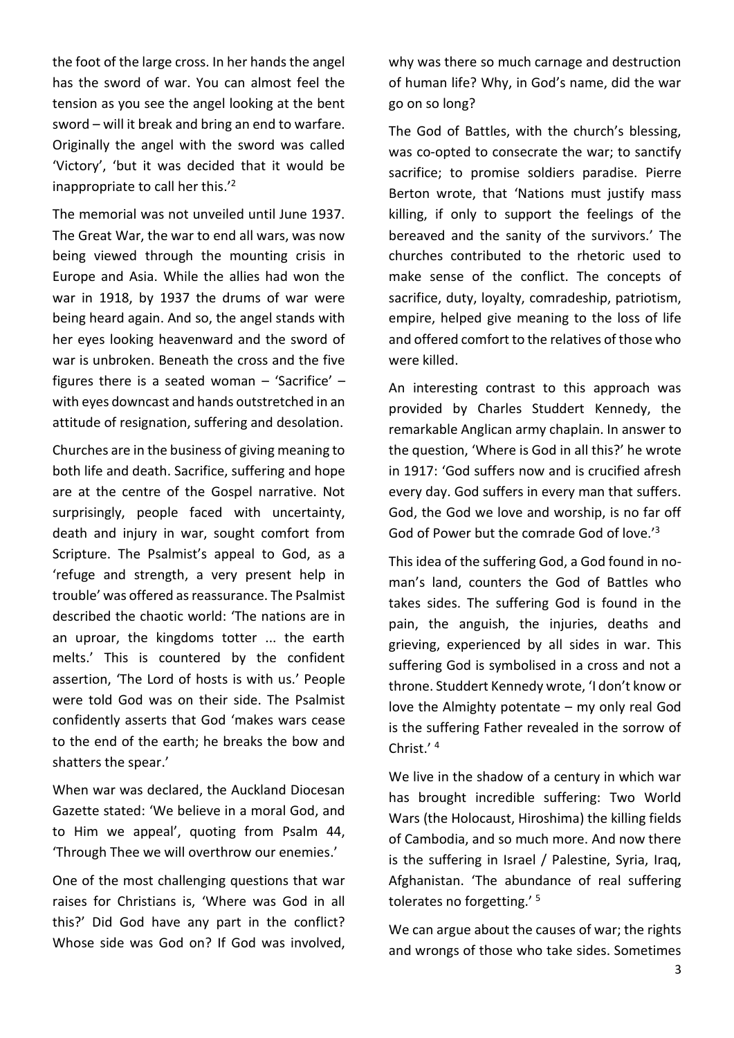the foot of the large cross. In her hands the angel has the sword of war. You can almost feel the tension as you see the angel looking at the bent sword – will it break and bring an end to warfare. Originally the angel with the sword was called 'Victory', 'but it was decided that it would be inappropriate to call her this.'[2]

The memorial was not unveiled until June 1937. The Great War, the war to end all wars, was now being viewed through the mounting crisis in Europe and Asia. While the allies had won the war in 1918, by 1937 the drums of war were being heard again. And so, the angel stands with her eyes looking heavenward and the sword of war is unbroken. Beneath the cross and the five figures there is a seated woman – 'Sacrifice' – with eyes downcast and hands outstretched in an attitude of resignation, suffering and desolation.

Churches are in the business of giving meaning to both life and death. Sacrifice, suffering and hope are at the centre of the Gospel narrative. Not surprisingly, people faced with uncertainty, death and injury in war, sought comfort from Scripture. The Psalmist's appeal to God, as a 'refuge and strength, a very present help in trouble' was offered as reassurance. The Psalmist described the chaotic world: 'The nations are in an uproar, the kingdoms totter ... the earth melts.' This is countered by the confident assertion, 'The Lord of hosts is with us.' People were told God was on their side. The Psalmist confidently asserts that God 'makes wars cease to the end of the earth; he breaks the bow and shatters the spear.'

When war was declared, the Auckland Diocesan Gazette stated: 'We believe in a moral God, and to Him we appeal', quoting from Psalm 44, 'Through Thee we will overthrow our enemies.'

One of the most challenging questions that war raises for Christians is, 'Where was God in all this?' Did God have any part in the conflict? Whose side was God on? If God was involved, why was there so much carnage and destruction of human life? Why, in God's name, did the war go on so long?

The God of Battles, with the church's blessing, was co-opted to consecrate the war; to sanctify sacrifice; to promise soldiers paradise. Pierre Berton wrote, that 'Nations must justify mass killing, if only to support the feelings of the bereaved and the sanity of the survivors.' The churches contributed to the rhetoric used to make sense of the conflict. The concepts of sacrifice, duty, loyalty, comradeship, patriotism, empire, helped give meaning to the loss of life and offered comfort to the relatives of those who were killed.

An interesting contrast to this approach was provided by Charles Studdert Kennedy, the remarkable Anglican army chaplain. In answer to the question, 'Where is God in all this?' he wrote in 1917: 'God suffers now and is crucified afresh every day. God suffers in every man that suffers. God, the God we love and worship, is no far off God of Power but the comrade God of love.'[3]

This idea of the suffering God, a God found in no-man's land, counters the God of Battles who takes sides. The suffering God is found in the pain, the anguish, the injuries, deaths and grieving, experienced by all sides in war. This suffering God is symbolised in a cross and not a throne. Studdert Kennedy wrote, 'I don't know or love the Almighty potentate – my only real God is the suffering Father revealed in the sorrow of Christ.'[4]

We live in the shadow of a century in which war has brought incredible suffering: Two World Wars (the Holocaust, Hiroshima) the killing fields of Cambodia, and so much more. And now there is the suffering in Israel / Palestine, Syria, Iraq, Afghanistan. 'The abundance of real suffering tolerates no forgetting.'[5]

We can argue about the causes of war; the rights and wrongs of those who take sides. Sometimes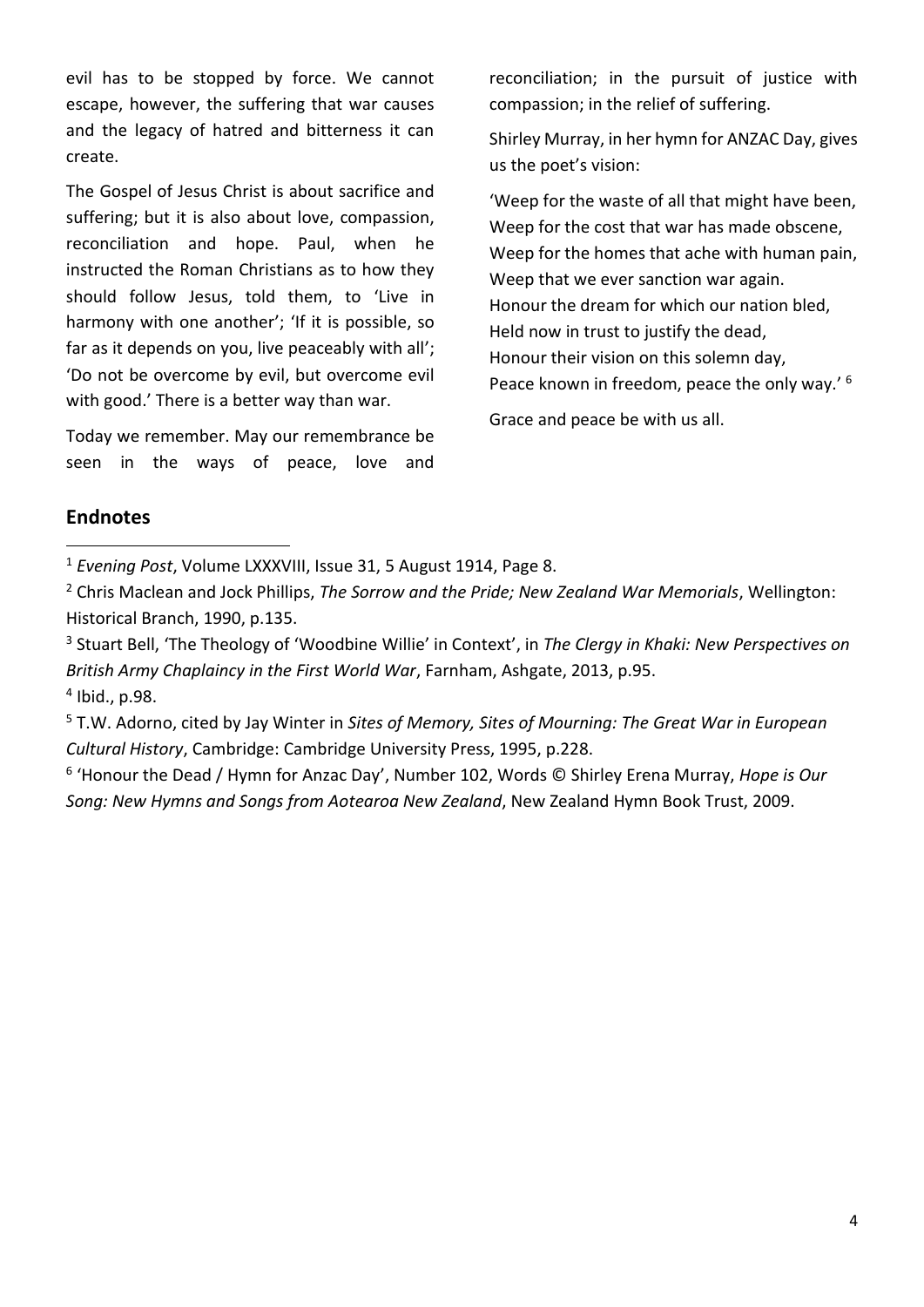evil has to be stopped by force. We cannot escape, however, the suffering that war causes and the legacy of hatred and bitterness it can create.

The Gospel of Jesus Christ is about sacrifice and suffering; but it is also about love, compassion, reconciliation and hope. Paul, when he instructed the Roman Christians as to how they should follow Jesus, told them, to 'Live in harmony with one another'; 'If it is possible, so far as it depends on you, live peaceably with all'; 'Do not be overcome by evil, but overcome evil with good.' There is a better way than war.

Today we remember. May our remembrance be seen in the ways of peace, love and reconciliation; in the pursuit of justice with compassion; in the relief of suffering.

Shirley Murray, in her hymn for ANZAC Day, gives us the poet's vision:

'Weep for the waste of all that might have been,  
Weep for the cost that war has made obscene,  
Weep for the homes that ache with human pain,  
Weep that we ever sanction war again.  
Honour the dream for which our nation bled,  
Held now in trust to justify the dead,  
Honour their vision on this solemn day,  
Peace known in freedom, peace the only way.' [6]

Grace and peace be with us all.

## Endnotes

[1] *Evening Post*, Volume LXXXVIII, Issue 31, 5 August 1914, Page 8.

[2] Chris Maclean and Jock Phillips, *The Sorrow and the Pride; New Zealand War Memorials*, Wellington: Historical Branch, 1990, p.135.

[3] Stuart Bell, 'The Theology of 'Woodbine Willie' in Context', in *The Clergy in Khaki: New Perspectives on British Army Chaplaincy in the First World War*, Farnham, Ashgate, 2013, p.95.

[4] Ibid., p.98.

[5] T.W. Adorno, cited by Jay Winter in *Sites of Memory, Sites of Mourning: The Great War in European Cultural History*, Cambridge: Cambridge University Press, 1995, p.228.

[6] 'Honour the Dead / Hymn for Anzac Day', Number 102, Words © Shirley Erena Murray, *Hope is Our Song: New Hymns and Songs from Aotearoa New Zealand*, New Zealand Hymn Book Trust, 2009.